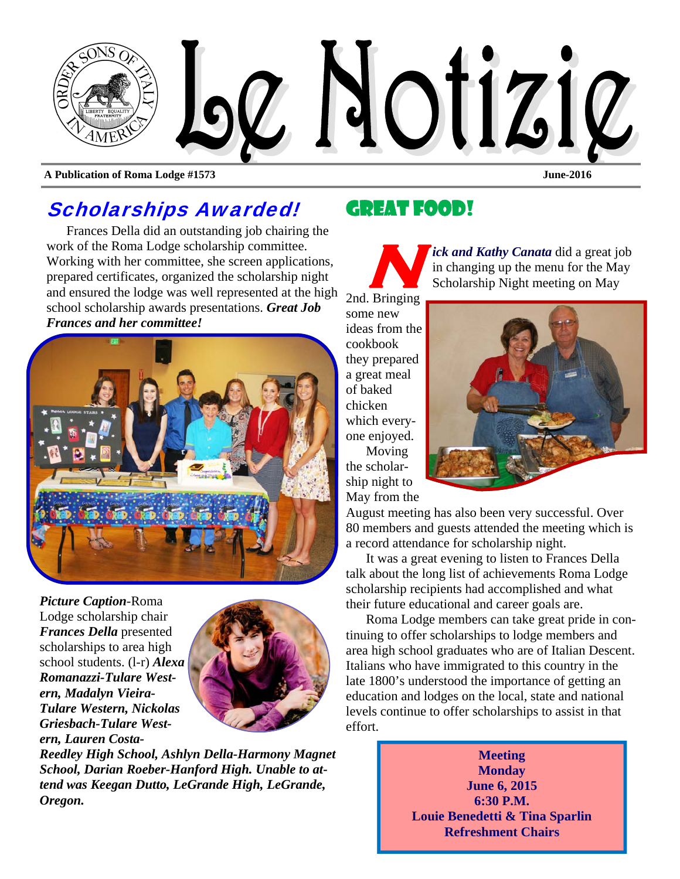# Le Notizie

**A Publication of Roma Lodge #1573** **June-2016**

## *Scholarships Awarded!*

Frances Della did an outstanding job chairing the work of the Roma Lodge scholarship committee. Working with her committee, she screen applications, prepared certificates, organized the scholarship night and ensured the lodge was well represented at the high school scholarship awards presentations. ***Great Job Frances and her committee!***

***Picture Caption***-Roma Lodge scholarship chair ***Frances Della*** presented scholarships to area high school students. (l-r) ***Alexa Romanazzi-Tulare Western, Madalyn Vieira-Tulare Western, Nickolas Griesbach-Tulare Western, Lauren Costa-Reedley High School, Ashlyn Della-Harmony Magnet School, Darian Roeber-Hanford High. Unable to attend was Keegan Dutto, LeGrande High, LeGrande, Oregon.***

## Great Food!

***Nick and Kathy Canata*** did a great job in changing up the menu for the May Scholarship Night meeting on May 2nd. Bringing some new ideas from the cookbook they prepared a great meal of baked chicken which everyone enjoyed.

Moving the scholarship night to May from the August meeting has also been very successful. Over 80 members and guests attended the meeting which is a record attendance for scholarship night.

It was a great evening to listen to Frances Della talk about the long list of achievements Roma Lodge scholarship recipients had accomplished and what their future educational and career goals are.

Roma Lodge members can take great pride in continuing to offer scholarships to lodge members and area high school graduates who are of Italian Descent. Italians who have immigrated to this country in the late 1800's understood the importance of getting an education and lodges on the local, state and national levels continue to offer scholarships to assist in that effort.

**Meeting**
**Monday**
**June 6, 2015**
**6:30 P.M.**
**Louie Benedetti & Tina Sparlin**
**Refreshment Chairs**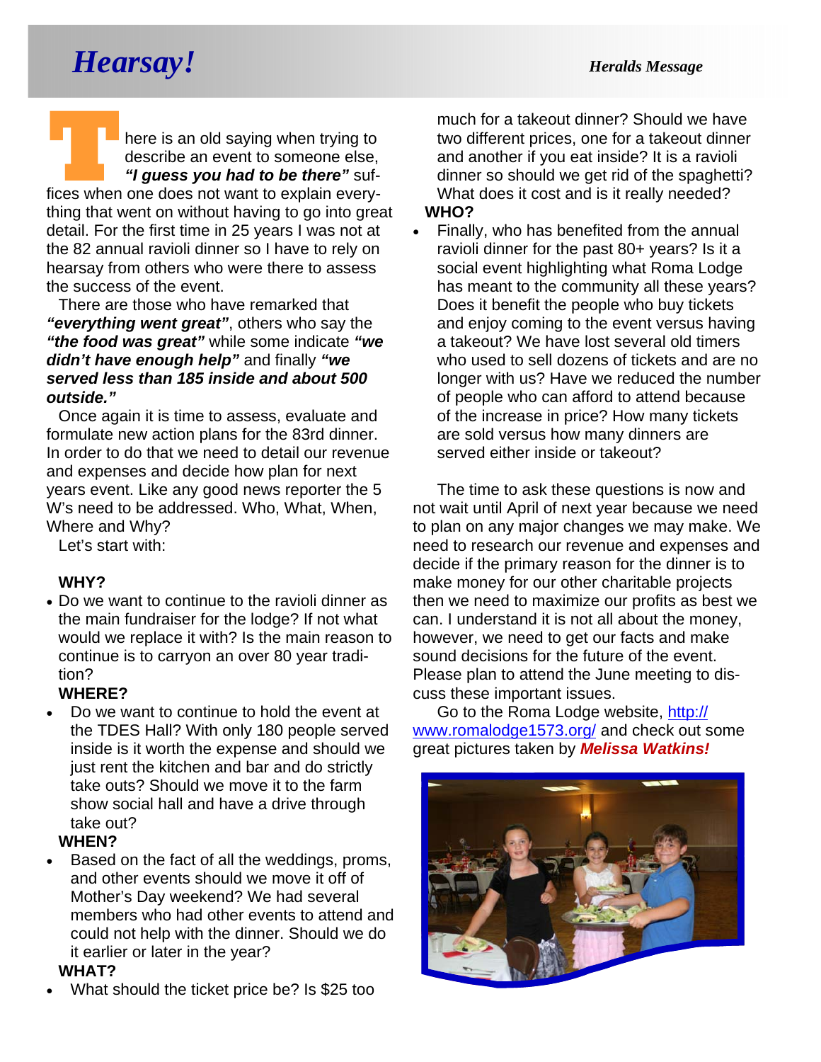# *Hearsay!*

***Heralds Message***

There is an old saying when trying to describe an event to someone else, ***"I guess you had to be there"*** suffices when one does not want to explain everything that went on without having to go into great detail. For the first time in 25 years I was not at the 82 annual ravioli dinner so I have to rely on hearsay from others who were there to assess the success of the event.

There are those who have remarked that ***"everything went great"***, others who say the ***"the food was great"*** while some indicate ***"we didn't have enough help"*** and finally ***"we served less than 185 inside and about 500 outside."***

Once again it is time to assess, evaluate and formulate new action plans for the 83rd dinner. In order to do that we need to detail our revenue and expenses and decide how plan for next years event. Like any good news reporter the 5 W's need to be addressed. Who, What, When, Where and Why?

Let's start with:

**WHY?**

- Do we want to continue to the ravioli dinner as the main fundraiser for the lodge? If not what would we replace it with? Is the main reason to continue is to carryon an over 80 year tradition?

**WHERE?**

- Do we want to continue to hold the event at the TDES Hall? With only 180 people served inside is it worth the expense and should we just rent the kitchen and bar and do strictly take outs? Should we move it to the farm show social hall and have a drive through take out?

**WHEN?**

- Based on the fact of all the weddings, proms, and other events should we move it off of Mother's Day weekend? We had several members who had other events to attend and could not help with the dinner. Should we do it earlier or later in the year?

**WHAT?**

- What should the ticket price be? Is $25 too much for a takeout dinner? Should we have two different prices, one for a takeout dinner and another if you eat inside? It is a ravioli dinner so should we get rid of the spaghetti? What does it cost and is it really needed?

**WHO?**

- Finally, who has benefited from the annual ravioli dinner for the past 80+ years? Is it a social event highlighting what Roma Lodge has meant to the community all these years? Does it benefit the people who buy tickets and enjoy coming to the event versus having a takeout? We have lost several old timers who used to sell dozens of tickets and are no longer with us? Have we reduced the number of people who can afford to attend because of the increase in price? How many tickets are sold versus how many dinners are served either inside or takeout?

The time to ask these questions is now and not wait until April of next year because we need to plan on any major changes we may make. We need to research our revenue and expenses and decide if the primary reason for the dinner is to make money for our other charitable projects then we need to maximize our profits as best we can. I understand it is not all about the money, however, we need to get our facts and make sound decisions for the future of the event. Please plan to attend the June meeting to discuss these important issues.

Go to the Roma Lodge website, http://www.romalodge1573.org/ and check out some great pictures taken by ***Melissa Watkins!***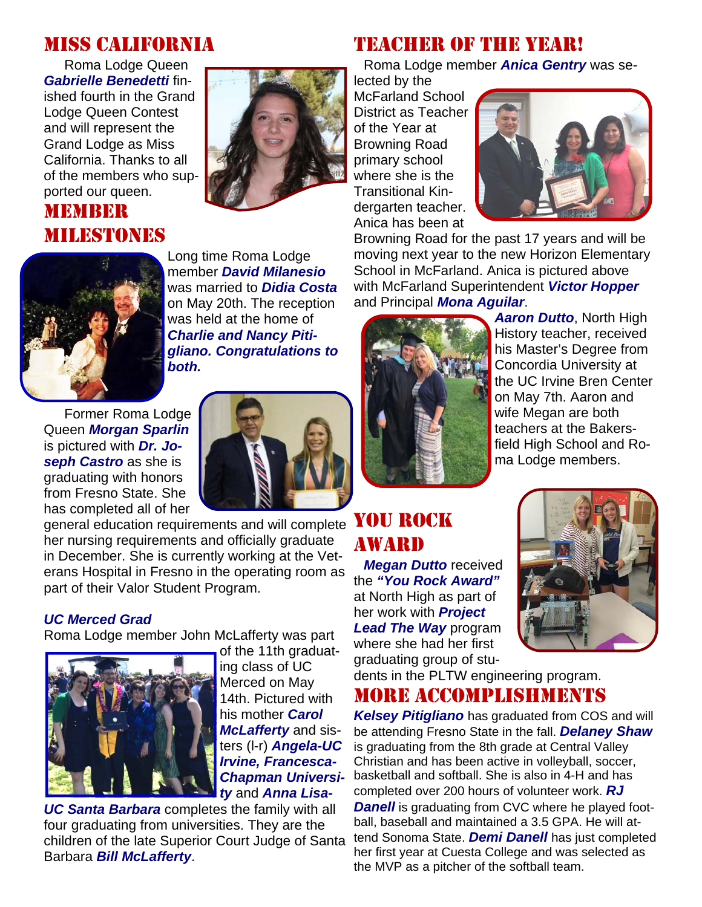## Miss California

Roma Lodge Queen ***Gabrielle Benedetti*** finished fourth in the Grand Lodge Queen Contest and will represent the Grand Lodge as Miss California. Thanks to all of the members who supported our queen.

## Member Milestones

Long time Roma Lodge member ***David Milanesio*** was married to ***Didia Costa*** on May 20th. The reception was held at the home of ***Charlie and Nancy Pitigliano. Congratulations to both.***

Former Roma Lodge Queen ***Morgan Sparlin*** is pictured with ***Dr. Joseph Castro*** as she is graduating with honors from Fresno State. She has completed all of her general education requirements and will complete her nursing requirements and officially graduate in December. She is currently working at the Veterans Hospital in Fresno in the operating room as part of their Valor Student Program.

***UC Merced Grad***

Roma Lodge member John McLafferty was part of the 11th graduating class of UC Merced on May 14th. Pictured with his mother ***Carol McLafferty*** and sisters (l-r) ***Angela-UC Irvine, Francesca-Chapman University*** and ***Anna Lisa-UC Santa Barbara*** completes the family with all four graduating from universities. They are the children of the late Superior Court Judge of Santa Barbara ***Bill McLafferty***.

## Teacher of the Year!

Roma Lodge member ***Anica Gentry*** was selected by the McFarland School District as Teacher of the Year at Browning Road primary school where she is the Transitional Kindergarten teacher. Anica has been at Browning Road for the past 17 years and will be moving next year to the new Horizon Elementary School in McFarland. Anica is pictured above with McFarland Superintendent ***Victor Hopper*** and Principal ***Mona Aguilar***.

***Aaron Dutto***, North High History teacher, received his Master's Degree from Concordia University at the UC Irvine Bren Center on May 7th. Aaron and wife Megan are both teachers at the Bakersfield High School and Roma Lodge members.

## You Rock Award

***Megan Dutto*** received the ***"You Rock Award"*** at North High as part of her work with ***Project Lead The Way*** program where she had her first graduating group of students in the PLTW engineering program.

## More Accomplishments

***Kelsey Pitigliano*** has graduated from COS and will be attending Fresno State in the fall. ***Delaney Shaw*** is graduating from the 8th grade at Central Valley Christian and has been active in volleyball, soccer, basketball and softball. She is also in 4-H and has completed over 200 hours of volunteer work. ***RJ Danell*** is graduating from CVC where he played football, baseball and maintained a 3.5 GPA. He will attend Sonoma State. ***Demi Danell*** has just completed her first year at Cuesta College and was selected as the MVP as a pitcher of the softball team.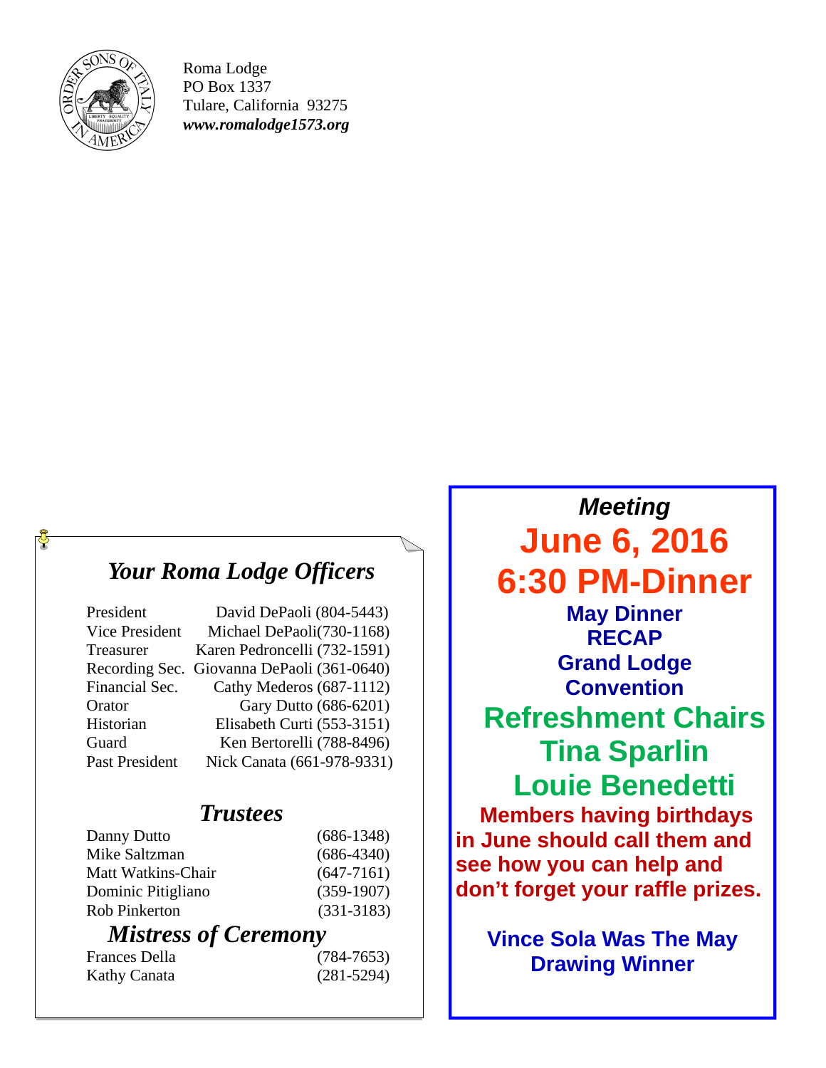Roma Lodge
PO Box 1337
Tulare, California 93275
***www.romalodge1573.org***

## *Your Roma Lodge Officers*

| | |
|---|---|
| President | David DePaoli (804-5443) |
| Vice President | Michael DePaoli(730-1168) |
| Treasurer | Karen Pedroncelli (732-1591) |
| Recording Sec. | Giovanna DePaoli (361-0640) |
| Financial Sec. | Cathy Mederos (687-1112) |
| Orator | Gary Dutto (686-6201) |
| Historian | Elisabeth Curti (553-3151) |
| Guard | Ken Bertorelli (788-8496) |
| Past President | Nick Canata (661-978-9331) |

### *Trustees*

| | |
|---|---|
| Danny Dutto | (686-1348) |
| Mike Saltzman | (686-4340) |
| Matt Watkins-Chair | (647-7161) |
| Dominic Pitigliano | (359-1907) |
| Rob Pinkerton | (331-3183) |

### *Mistress of Ceremony*

| | |
|---|---|
| Frances Della | (784-7653) |
| Kathy Canata | (281-5294) |

***Meeting***

# June 6, 2016
# 6:30 PM-Dinner

**May Dinner**
**RECAP**
**Grand Lodge**
**Convention**

## Refreshment Chairs
## Tina Sparlin
## Louie Benedetti

**Members having birthdays in June should call them and see how you can help and don't forget your raffle prizes.**

**Vince Sola Was The May Drawing Winner**